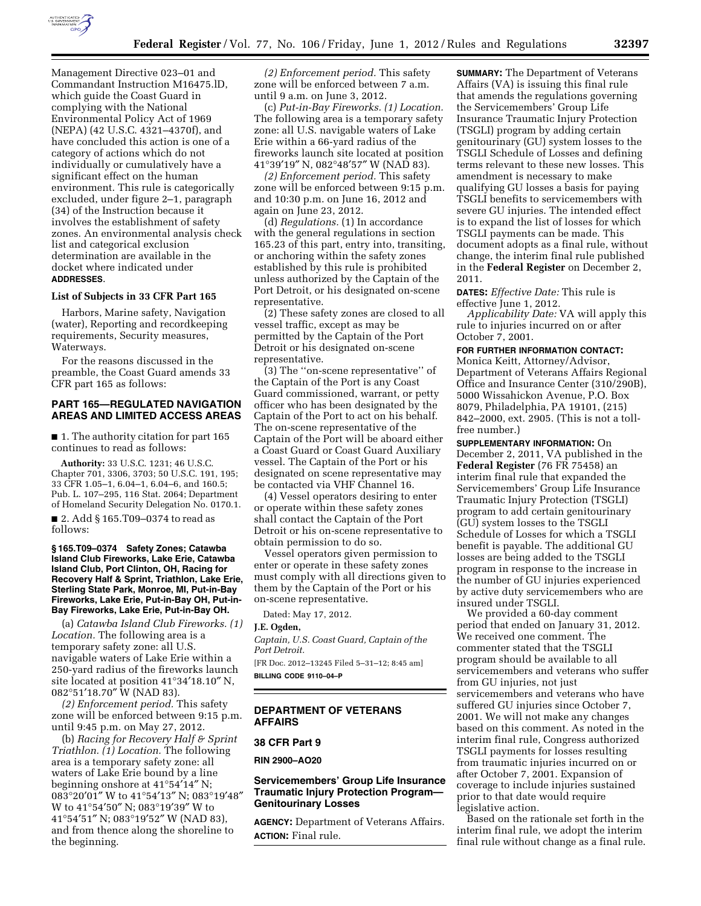Management Directive 023–01 and Commandant Instruction M16475.lD, which guide the Coast Guard in complying with the National Environmental Policy Act of 1969 (NEPA) (42 U.S.C. 4321–4370f), and have concluded this action is one of a category of actions which do not individually or cumulatively have a significant effect on the human environment. This rule is categorically excluded, under figure 2–1, paragraph (34) of the Instruction because it involves the establishment of safety zones. An environmental analysis check list and categorical exclusion determination are available in the docket where indicated under **ADDRESSES**.

**List of Subjects in 33 CFR Part 165**

Harbors, Marine safety, Navigation (water), Reporting and recordkeeping requirements, Security measures, Waterways.

For the reasons discussed in the preamble, the Coast Guard amends 33 CFR part 165 as follows:

## PART 165—REGULATED NAVIGATION AREAS AND LIMITED ACCESS AREAS

■ 1. The authority citation for part 165 continues to read as follows:

**Authority:** 33 U.S.C. 1231; 46 U.S.C. Chapter 701, 3306, 3703; 50 U.S.C. 191, 195; 33 CFR 1.05–1, 6.04–1, 6.04–6, and 160.5; Pub. L. 107–295, 116 Stat. 2064; Department of Homeland Security Delegation No. 0170.1.

■ 2. Add § 165.T09–0374 to read as follows:

**§ 165.T09–0374 Safety Zones; Catawba Island Club Fireworks, Lake Erie, Catawba Island Club, Port Clinton, OH, Racing for Recovery Half & Sprint, Triathlon, Lake Erie, Sterling State Park, Monroe, MI, Put-in-Bay Fireworks, Lake Erie, Put-in-Bay OH, Put-in-Bay Fireworks, Lake Erie, Put-in-Bay OH.**

(a) *Catawba Island Club Fireworks. (1) Location.* The following area is a temporary safety zone: all U.S. navigable waters of Lake Erie within a 250-yard radius of the fireworks launch site located at position 41°34′18.10″ N, 082°51′18.70″ W (NAD 83).

*(2) Enforcement period.* This safety zone will be enforced between 9:15 p.m. until 9:45 p.m. on May 27, 2012.

(b) *Racing for Recovery Half & Sprint Triathlon. (1) Location.* The following area is a temporary safety zone: all waters of Lake Erie bound by a line beginning onshore at 41°54′14″ N; 083°20′01″ W to 41°54′13″ N; 083°19′48″ W to 41°54′50″ N; 083°19′39″ W to 41°54′51″ N; 083°19′52″ W (NAD 83), and from thence along the shoreline to the beginning.

*(2) Enforcement period.* This safety zone will be enforced between 7 a.m. until 9 a.m. on June 3, 2012.

(c) *Put-in-Bay Fireworks. (1) Location.* The following area is a temporary safety zone: all U.S. navigable waters of Lake Erie within a 66-yard radius of the fireworks launch site located at position 41°39′19″ N, 082°48′57″ W (NAD 83).

*(2) Enforcement period.* This safety zone will be enforced between 9:15 p.m. and 10:30 p.m. on June 16, 2012 and again on June 23, 2012.

(d) *Regulations.* (1) In accordance with the general regulations in section 165.23 of this part, entry into, transiting, or anchoring within the safety zones established by this rule is prohibited unless authorized by the Captain of the Port Detroit, or his designated on-scene representative.

(2) These safety zones are closed to all vessel traffic, except as may be permitted by the Captain of the Port Detroit or his designated on-scene representative.

(3) The ''on-scene representative'' of the Captain of the Port is any Coast Guard commissioned, warrant, or petty officer who has been designated by the Captain of the Port to act on his behalf. The on-scene representative of the Captain of the Port will be aboard either a Coast Guard or Coast Guard Auxiliary vessel. The Captain of the Port or his designated on scene representative may be contacted via VHF Channel 16.

(4) Vessel operators desiring to enter or operate within these safety zones shall contact the Captain of the Port Detroit or his on-scene representative to obtain permission to do so.

Vessel operators given permission to enter or operate in these safety zones must comply with all directions given to them by the Captain of the Port or his on-scene representative.

Dated: May 17, 2012.

**J.E. Ogden,**

*Captain, U.S. Coast Guard, Captain of the Port Detroit.*

[FR Doc. 2012–13245 Filed 5–31–12; 8:45 am]

**BILLING CODE 9110–04–P**

## DEPARTMENT OF VETERANS AFFAIRS

### 38 CFR Part 9

**RIN 2900–AO20**

### Servicemembers' Group Life Insurance Traumatic Injury Protection Program—Genitourinary Losses

**AGENCY:** Department of Veterans Affairs.

**ACTION:** Final rule.

**SUMMARY:** The Department of Veterans Affairs (VA) is issuing this final rule that amends the regulations governing the Servicemembers' Group Life Insurance Traumatic Injury Protection (TSGLI) program by adding certain genitourinary (GU) system losses to the TSGLI Schedule of Losses and defining terms relevant to these new losses. This amendment is necessary to make qualifying GU losses a basis for paying TSGLI benefits to servicemembers with severe GU injuries. The intended effect is to expand the list of losses for which TSGLI payments can be made. This document adopts as a final rule, without change, the interim final rule published in the **Federal Register** on December 2, 2011.

**DATES:** *Effective Date:* This rule is effective June 1, 2012.

*Applicability Date:* VA will apply this rule to injuries incurred on or after October 7, 2001.

**FOR FURTHER INFORMATION CONTACT:** Monica Keitt, Attorney/Advisor, Department of Veterans Affairs Regional Office and Insurance Center (310/290B), 5000 Wissahickon Avenue, P.O. Box 8079, Philadelphia, PA 19101, (215) 842–2000, ext. 2905. (This is not a toll-free number.)

**SUPPLEMENTARY INFORMATION:** On December 2, 2011, VA published in the **Federal Register** (76 FR 75458) an interim final rule that expanded the Servicemembers' Group Life Insurance Traumatic Injury Protection (TSGLI) program to add certain genitourinary (GU) system losses to the TSGLI Schedule of Losses for which a TSGLI benefit is payable. The additional GU losses are being added to the TSGLI program in response to the increase in the number of GU injuries experienced by active duty servicemembers who are insured under TSGLI.

We provided a 60-day comment period that ended on January 31, 2012. We received one comment. The commenter stated that the TSGLI program should be available to all servicemembers and veterans who suffer from GU injuries, not just servicemembers and veterans who have suffered GU injuries since October 7, 2001. We will not make any changes based on this comment. As noted in the interim final rule, Congress authorized TSGLI payments for losses resulting from traumatic injuries incurred on or after October 7, 2001. Expansion of coverage to include injuries sustained prior to that date would require legislative action.

Based on the rationale set forth in the interim final rule, we adopt the interim final rule without change as a final rule.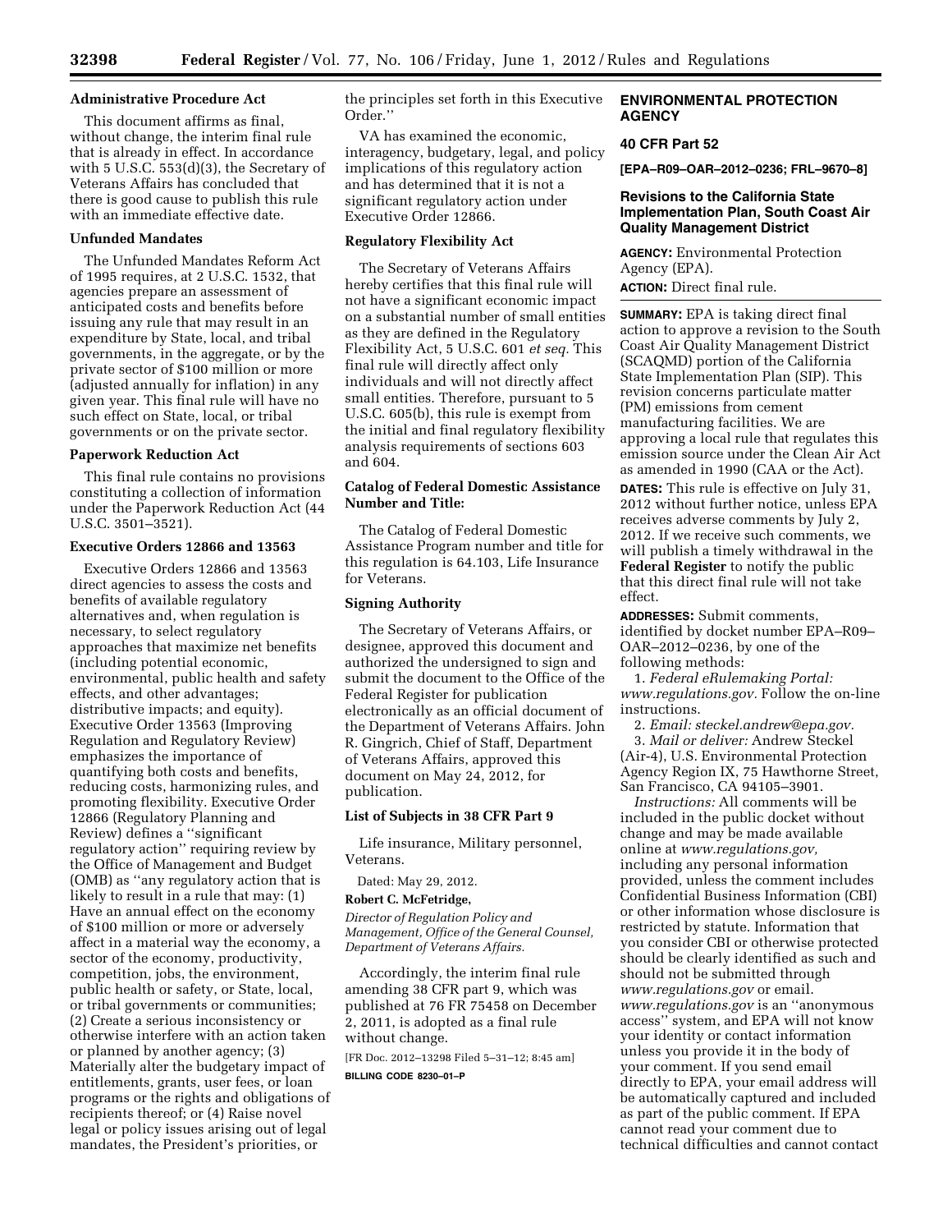## Administrative Procedure Act

This document affirms as final, without change, the interim final rule that is already in effect. In accordance with 5 U.S.C. 553(d)(3), the Secretary of Veterans Affairs has concluded that there is good cause to publish this rule with an immediate effective date.

## Unfunded Mandates

The Unfunded Mandates Reform Act of 1995 requires, at 2 U.S.C. 1532, that agencies prepare an assessment of anticipated costs and benefits before issuing any rule that may result in an expenditure by State, local, and tribal governments, in the aggregate, or by the private sector of $100 million or more (adjusted annually for inflation) in any given year. This final rule will have no such effect on State, local, or tribal governments or on the private sector.

## Paperwork Reduction Act

This final rule contains no provisions constituting a collection of information under the Paperwork Reduction Act (44 U.S.C. 3501–3521).

## Executive Orders 12866 and 13563

Executive Orders 12866 and 13563 direct agencies to assess the costs and benefits of available regulatory alternatives and, when regulation is necessary, to select regulatory approaches that maximize net benefits (including potential economic, environmental, public health and safety effects, and other advantages; distributive impacts; and equity). Executive Order 13563 (Improving Regulation and Regulatory Review) emphasizes the importance of quantifying both costs and benefits, reducing costs, harmonizing rules, and promoting flexibility. Executive Order 12866 (Regulatory Planning and Review) defines a "significant regulatory action" requiring review by the Office of Management and Budget (OMB) as "any regulatory action that is likely to result in a rule that may: (1) Have an annual effect on the economy of $100 million or more or adversely affect in a material way the economy, a sector of the economy, productivity, competition, jobs, the environment, public health or safety, or State, local, or tribal governments or communities; (2) Create a serious inconsistency or otherwise interfere with an action taken or planned by another agency; (3) Materially alter the budgetary impact of entitlements, grants, user fees, or loan programs or the rights and obligations of recipients thereof; or (4) Raise novel legal or policy issues arising out of legal mandates, the President's priorities, or the principles set forth in this Executive Order."

VA has examined the economic, interagency, budgetary, legal, and policy implications of this regulatory action and has determined that it is not a significant regulatory action under Executive Order 12866.

## Regulatory Flexibility Act

The Secretary of Veterans Affairs hereby certifies that this final rule will not have a significant economic impact on a substantial number of small entities as they are defined in the Regulatory Flexibility Act, 5 U.S.C. 601 *et seq.* This final rule will directly affect only individuals and will not directly affect small entities. Therefore, pursuant to 5 U.S.C. 605(b), this rule is exempt from the initial and final regulatory flexibility analysis requirements of sections 603 and 604.

## Catalog of Federal Domestic Assistance Number and Title:

The Catalog of Federal Domestic Assistance Program number and title for this regulation is 64.103, Life Insurance for Veterans.

## Signing Authority

The Secretary of Veterans Affairs, or designee, approved this document and authorized the undersigned to sign and submit the document to the Office of the Federal Register for publication electronically as an official document of the Department of Veterans Affairs. John R. Gingrich, Chief of Staff, Department of Veterans Affairs, approved this document on May 24, 2012, for publication.

## List of Subjects in 38 CFR Part 9

Life insurance, Military personnel, Veterans.

Dated: May 29, 2012.

**Robert C. McFetridge,**

*Director of Regulation Policy and Management, Office of the General Counsel, Department of Veterans Affairs.*

Accordingly, the interim final rule amending 38 CFR part 9, which was published at 76 FR 75458 on December 2, 2011, is adopted as a final rule without change.

[FR Doc. 2012–13298 Filed 5–31–12; 8:45 am]

**BILLING CODE 8320–01–P**

# ENVIRONMENTAL PROTECTION AGENCY

## 40 CFR Part 52

**[EPA–R09–OAR–2012–0236; FRL–9670–8]**

## Revisions to the California State Implementation Plan, South Coast Air Quality Management District

**AGENCY:** Environmental Protection Agency (EPA).

**ACTION:** Direct final rule.

**SUMMARY:** EPA is taking direct final action to approve a revision to the South Coast Air Quality Management District (SCAQMD) portion of the California State Implementation Plan (SIP). This revision concerns particulate matter (PM) emissions from cement manufacturing facilities. We are approving a local rule that regulates this emission source under the Clean Air Act as amended in 1990 (CAA or the Act).

**DATES:** This rule is effective on July 31, 2012 without further notice, unless EPA receives adverse comments by July 2, 2012. If we receive such comments, we will publish a timely withdrawal in the **Federal Register** to notify the public that this direct final rule will not take effect.

**ADDRESSES:** Submit comments, identified by docket number EPA–R09–OAR–2012–0236, by one of the following methods:

1. *Federal eRulemaking Portal: www.regulations.gov.* Follow the on-line instructions.
2. *Email: steckel.andrew@epa.gov.*
3. *Mail or deliver:* Andrew Steckel (Air-4), U.S. Environmental Protection Agency Region IX, 75 Hawthorne Street, San Francisco, CA 94105–3901.

*Instructions:* All comments will be included in the public docket without change and may be made available online at *www.regulations.gov,* including any personal information provided, unless the comment includes Confidential Business Information (CBI) or other information whose disclosure is restricted by statute. Information that you consider CBI or otherwise protected should be clearly identified as such and should not be submitted through *www.regulations.gov* or email. *www.regulations.gov* is an "anonymous access" system, and EPA will not know your identity or contact information unless you provide it in the body of your comment. If you send email directly to EPA, your email address will be automatically captured and included as part of the public comment. If EPA cannot read your comment due to technical difficulties and cannot contact